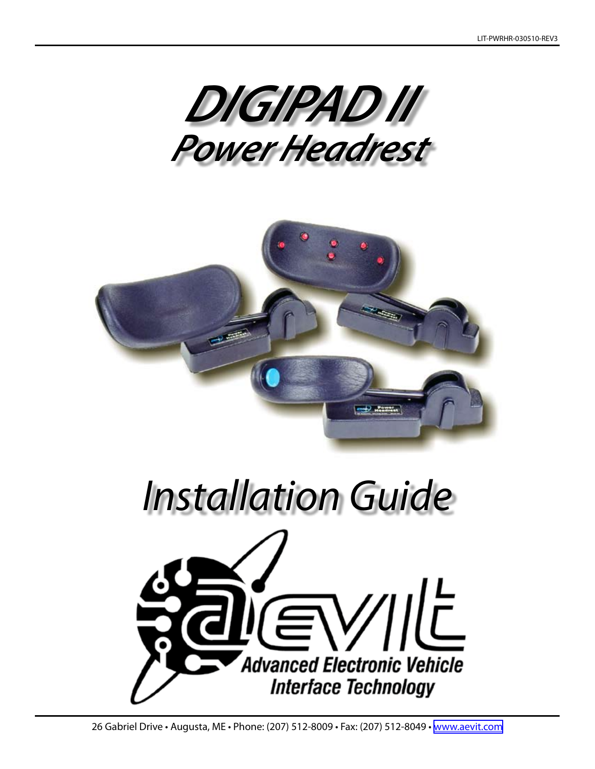# DIGIPAD II

## Power Headrest

# Installation Guide

Advanced Electronic Vehicle Interface Technology

26 Gabriel Drive • Augusta, ME • Phone: (207) 512-8009 • Fax: (207) 512-8049 • www.aevit.com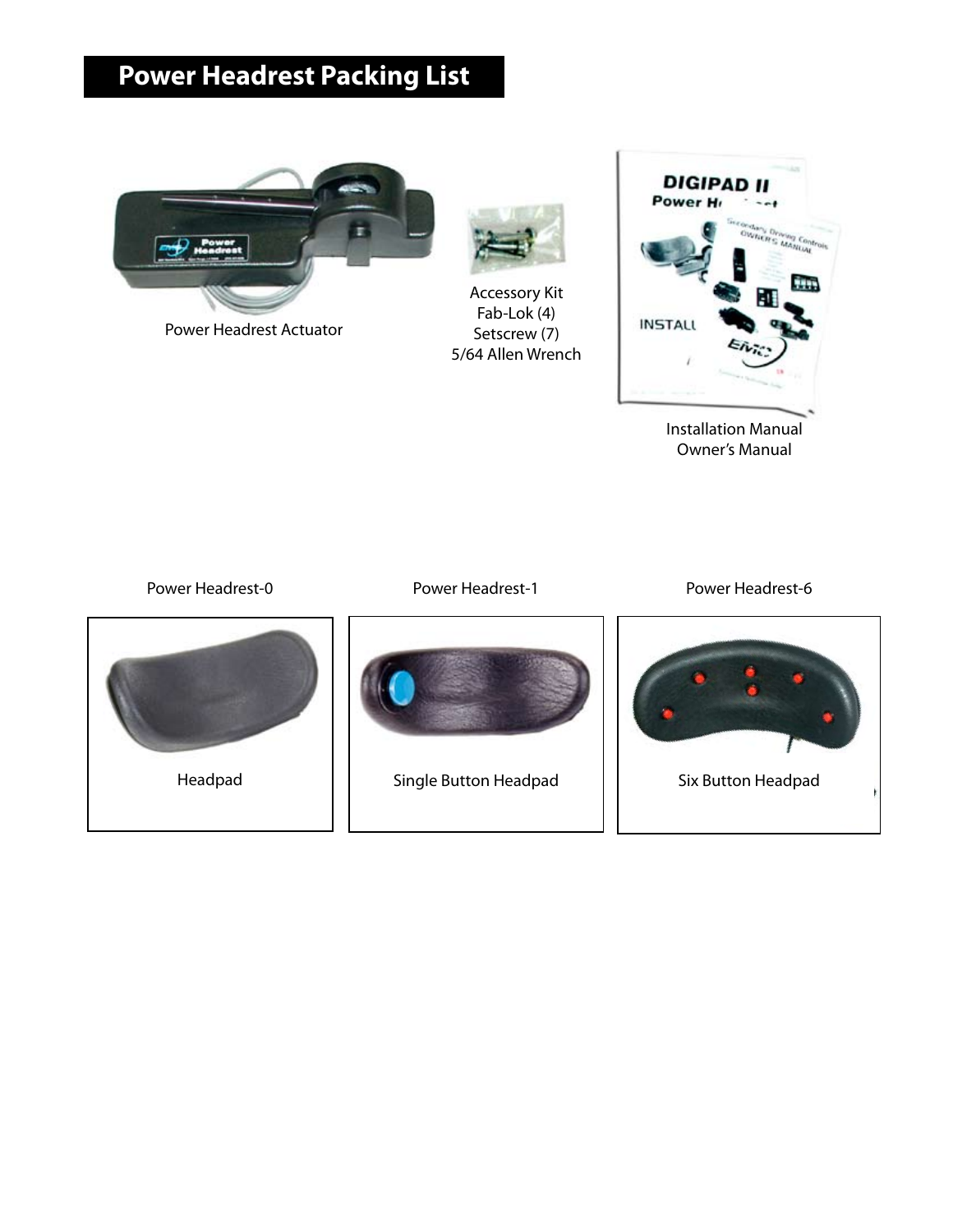# Power Headrest Packing List

Power Headrest Actuator

Accessory Kit
Fab-Lok (4)
Setscrew (7)
5/64 Allen Wrench

Installation Manual
Owner's Manual

Power Headrest-0

Headpad

Power Headrest-1

Single Button Headpad

Power Headrest-6

Six Button Headpad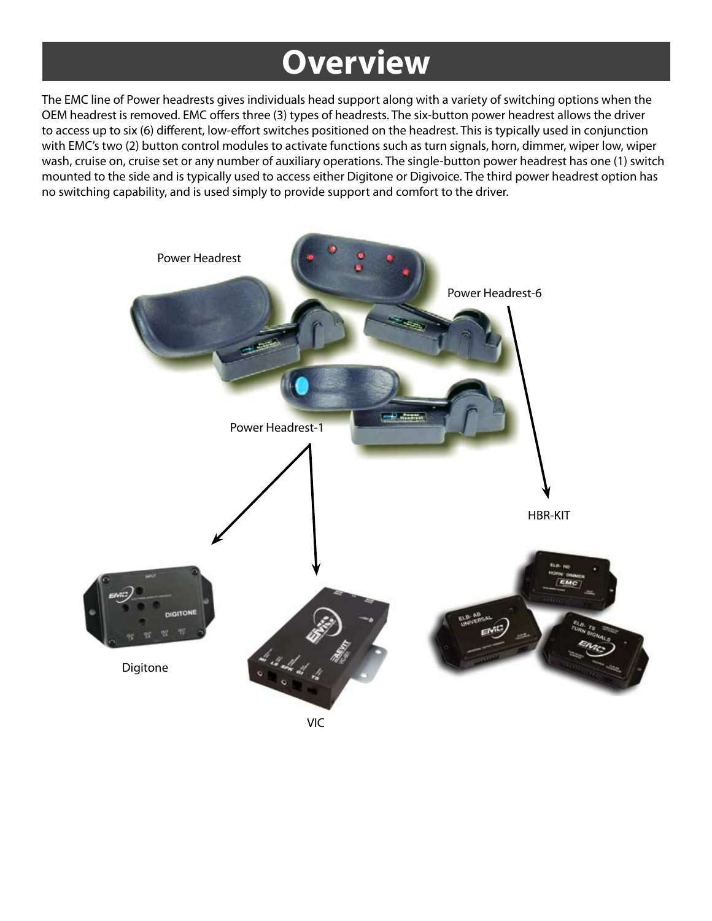# Overview

The EMC line of Power headrests gives individuals head support along with a variety of switching options when the OEM headrest is removed. EMC offers three (3) types of headrests. The six-button power headrest allows the driver to access up to six (6) different, low-effort switches positioned on the headrest. This is typically used in conjunction with EMC's two (2) button control modules to activate functions such as turn signals, horn, dimmer, wiper low, wiper wash, cruise on, cruise set or any number of auxiliary operations. The single-button power headrest has one (1) switch mounted to the side and is typically used to access either Digitone or Digivoice. The third power headrest option has no switching capability, and is used simply to provide support and comfort to the driver.

Power Headrest

Power Headrest-6

Power Headrest-1

HBR-KIT

Digitone

VIC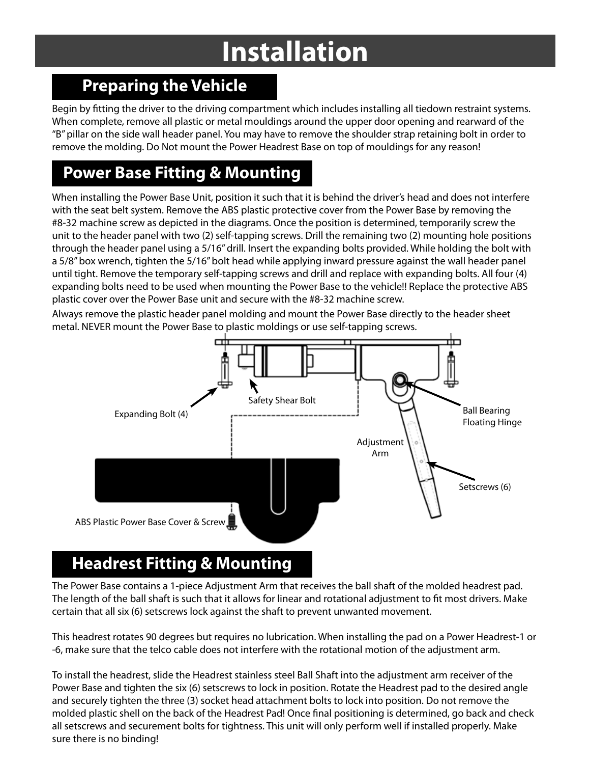# Installation

## Preparing the Vehicle

Begin by fitting the driver to the driving compartment which includes installing all tiedown restraint systems. When complete, remove all plastic or metal mouldings around the upper door opening and rearward of the "B" pillar on the side wall header panel. You may have to remove the shoulder strap retaining bolt in order to remove the molding. Do Not mount the Power Headrest Base on top of mouldings for any reason!

## Power Base Fitting & Mounting

When installing the Power Base Unit, position it such that it is behind the driver's head and does not interfere with the seat belt system. Remove the ABS plastic protective cover from the Power Base by removing the #8-32 machine screw as depicted in the diagrams. Once the position is determined, temporarily screw the unit to the header panel with two (2) self-tapping screws. Drill the remaining two (2) mounting hole positions through the header panel using a 5/16" drill. Insert the expanding bolts provided. While holding the bolt with a 5/8" box wrench, tighten the 5/16" bolt head while applying inward pressure against the wall header panel until tight. Remove the temporary self-tapping screws and drill and replace with expanding bolts. All four (4) expanding bolts need to be used when mounting the Power Base to the vehicle!! Replace the protective ABS plastic cover over the Power Base unit and secure with the #8-32 machine screw.

Always remove the plastic header panel molding and mount the Power Base directly to the header sheet metal. NEVER mount the Power Base to plastic moldings or use self-tapping screws.

Expanding Bolt (4)
Safety Shear Bolt
Ball Bearing Floating Hinge
Adjustment Arm
Setscrews (6)
ABS Plastic Power Base Cover & Screw

## Headrest Fitting & Mounting

The Power Base contains a 1-piece Adjustment Arm that receives the ball shaft of the molded headrest pad. The length of the ball shaft is such that it allows for linear and rotational adjustment to fit most drivers. Make certain that all six (6) setscrews lock against the shaft to prevent unwanted movement.

This headrest rotates 90 degrees but requires no lubrication. When installing the pad on a Power Headrest-1 or -6, make sure that the telco cable does not interfere with the rotational motion of the adjustment arm.

To install the headrest, slide the Headrest stainless steel Ball Shaft into the adjustment arm receiver of the Power Base and tighten the six (6) setscrews to lock in position. Rotate the Headrest pad to the desired angle and securely tighten the three (3) socket head attachment bolts to lock into position. Do not remove the molded plastic shell on the back of the Headrest Pad! Once final positioning is determined, go back and check all setscrews and securement bolts for tightness. This unit will only perform well if installed properly. Make sure there is no binding!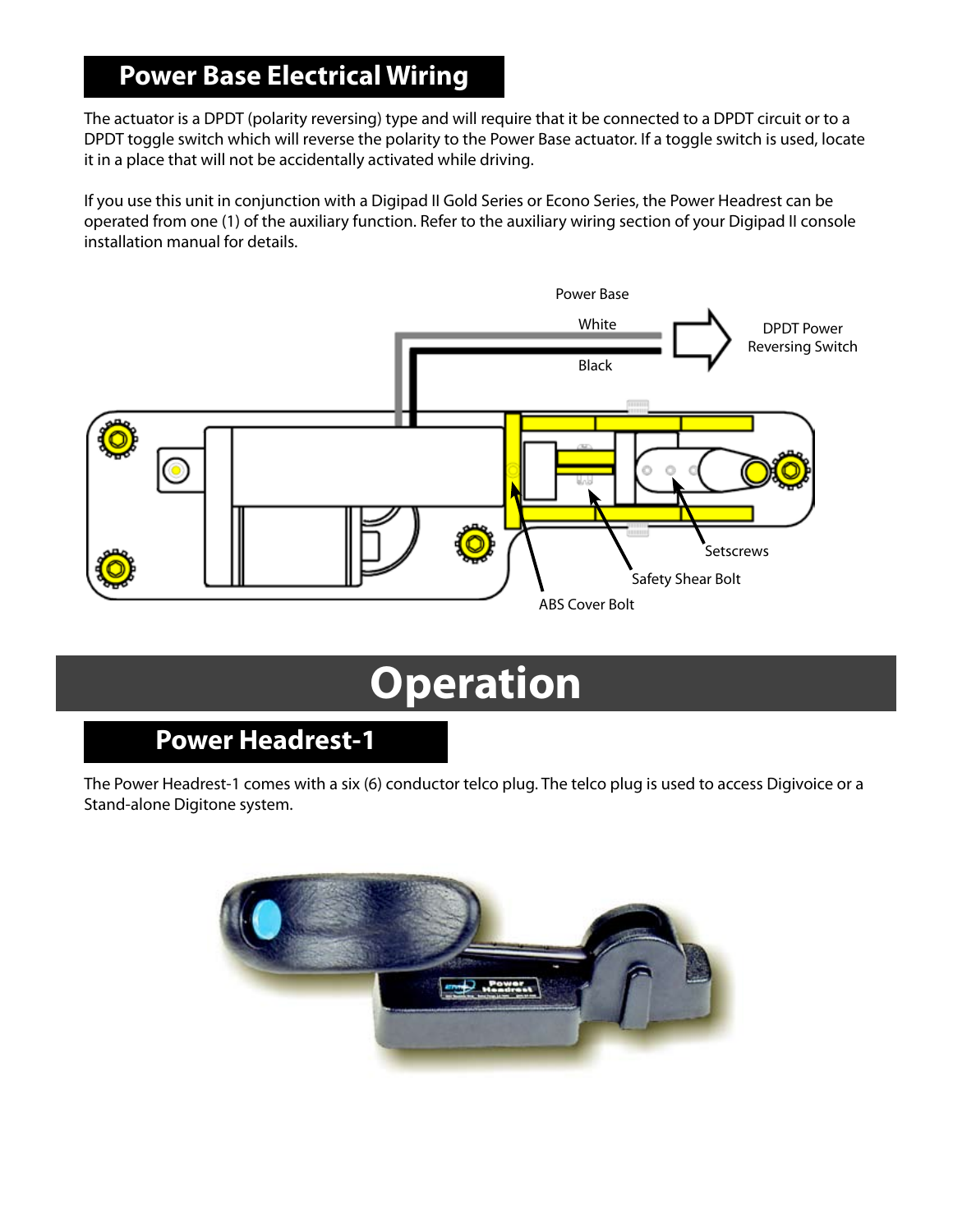## Power Base Electrical Wiring

The actuator is a DPDT (polarity reversing) type and will require that it be connected to a DPDT circuit or to a DPDT toggle switch which will reverse the polarity to the Power Base actuator. If a toggle switch is used, locate it in a place that will not be accidentally activated while driving.

If you use this unit in conjunction with a Digipad II Gold Series or Econo Series, the Power Headrest can be operated from one (1) of the auxiliary function. Refer to the auxiliary wiring section of your Digipad II console installation manual for details.

Power Base

White

Black

DPDT Power Reversing Switch

Setscrews

Safety Shear Bolt

ABS Cover Bolt

# Operation

## Power Headrest-1

The Power Headrest-1 comes with a six (6) conductor telco plug. The telco plug is used to access Digivoice or a Stand-alone Digitone system.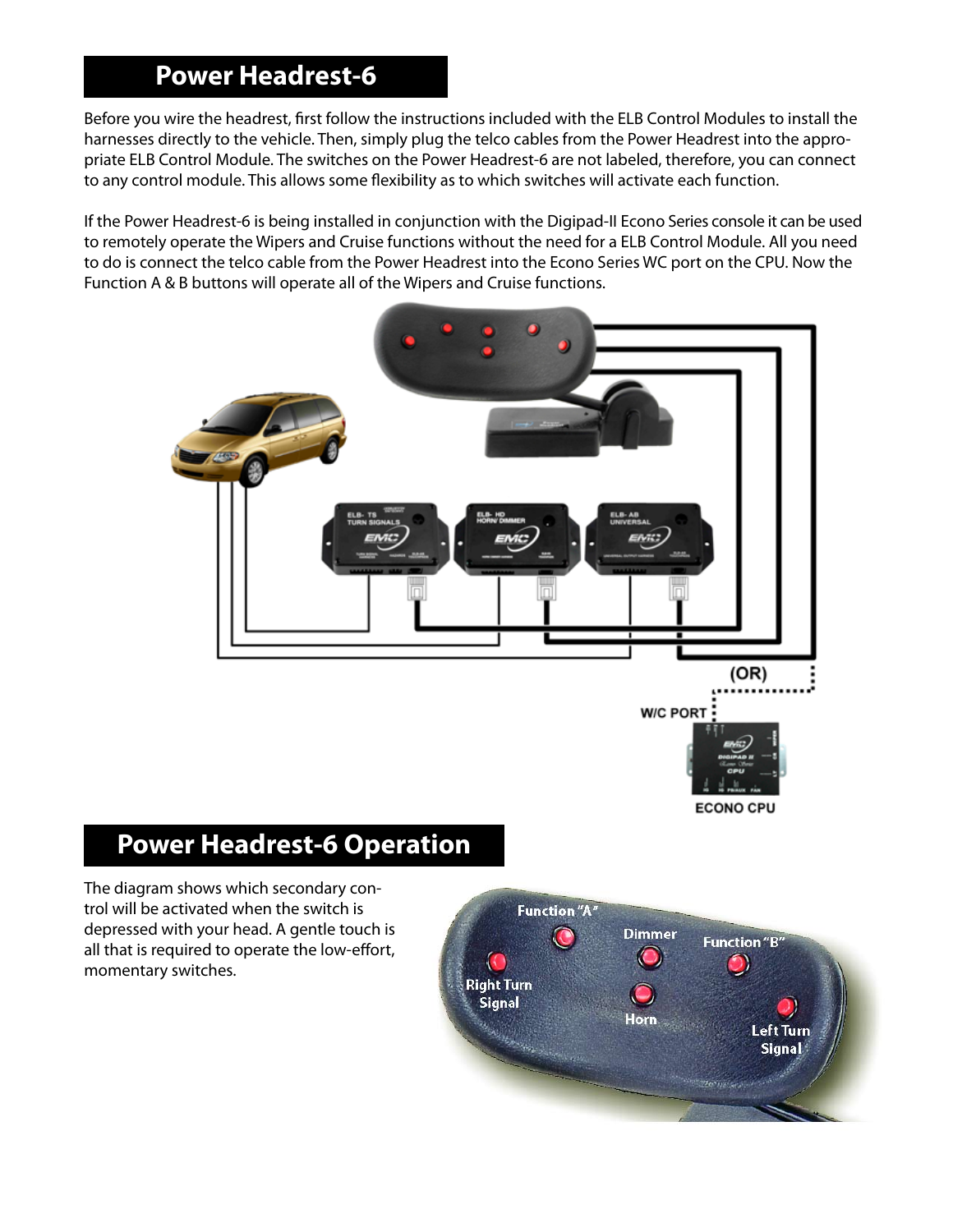## Power Headrest-6

Before you wire the headrest, first follow the instructions included with the ELB Control Modules to install the harnesses directly to the vehicle. Then, simply plug the telco cables from the Power Headrest into the appropriate ELB Control Module. The switches on the Power Headrest-6 are not labeled, therefore, you can connect to any control module. This allows some flexibility as to which switches will activate each function.

If the Power Headrest-6 is being installed in conjunction with the Digipad-II Econo Series console it can be used to remotely operate the Wipers and Cruise functions without the need for a ELB Control Module. All you need to do is connect the telco cable from the Power Headrest into the Econo Series WC port on the CPU. Now the Function A & B buttons will operate all of the Wipers and Cruise functions.

## Power Headrest-6 Operation

The diagram shows which secondary control will be activated when the switch is depressed with your head. A gentle touch is all that is required to operate the low-effort, momentary switches.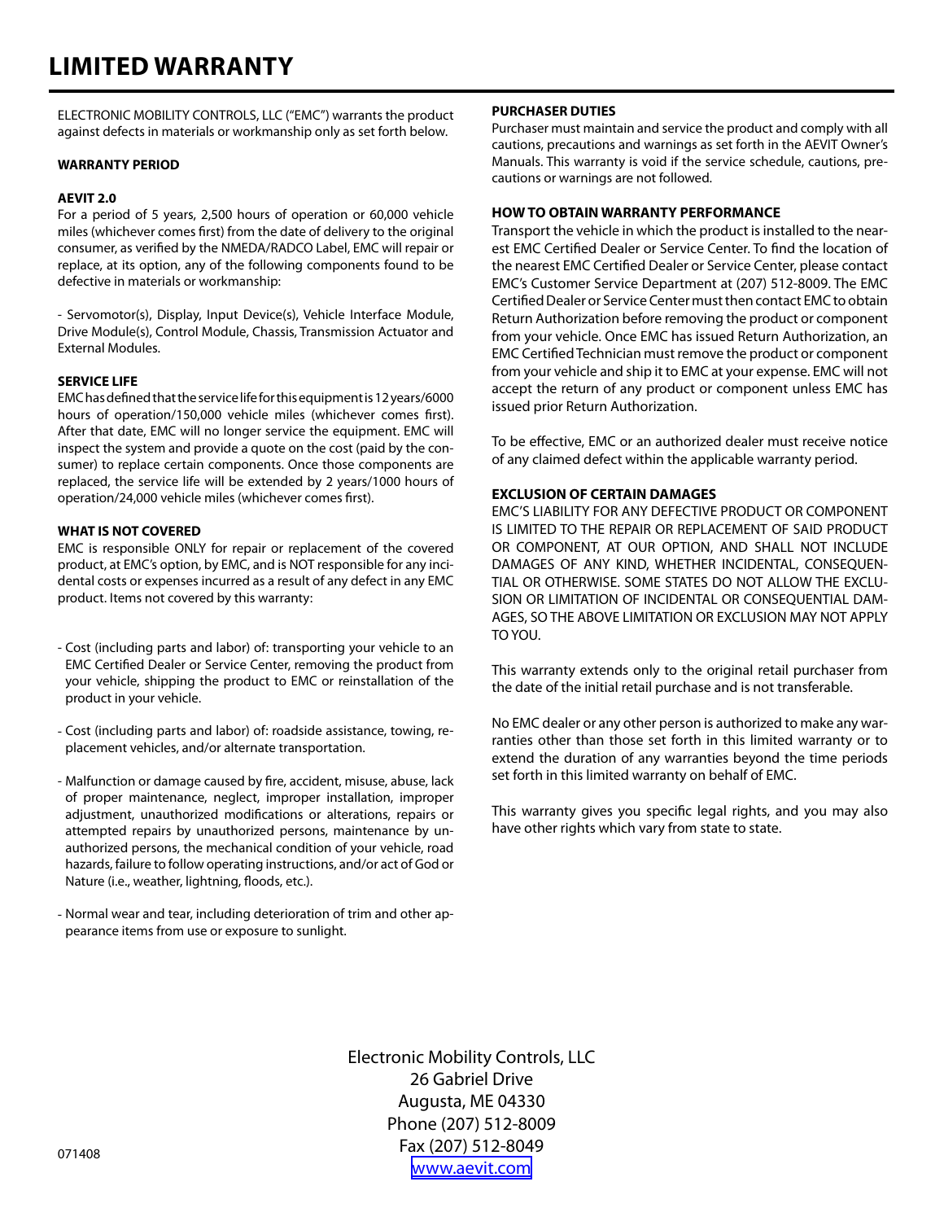# LIMITED WARRANTY

ELECTRONIC MOBILITY CONTROLS, LLC ("EMC") warrants the product against defects in materials or workmanship only as set forth below.

**WARRANTY PERIOD**

**AEVIT 2.0**

For a period of 5 years, 2,500 hours of operation or 60,000 vehicle miles (whichever comes first) from the date of delivery to the original consumer, as verified by the NMEDA/RADCO Label, EMC will repair or replace, at its option, any of the following components found to be defective in materials or workmanship:

- Servomotor(s), Display, Input Device(s), Vehicle Interface Module, Drive Module(s), Control Module, Chassis, Transmission Actuator and External Modules.

**SERVICE LIFE**

EMC has defined that the service life for this equipment is 12 years/6000 hours of operation/150,000 vehicle miles (whichever comes first). After that date, EMC will no longer service the equipment. EMC will inspect the system and provide a quote on the cost (paid by the consumer) to replace certain components. Once those components are replaced, the service life will be extended by 2 years/1000 hours of operation/24,000 vehicle miles (whichever comes first).

**WHAT IS NOT COVERED**

EMC is responsible ONLY for repair or replacement of the covered product, at EMC's option, by EMC, and is NOT responsible for any incidental costs or expenses incurred as a result of any defect in any EMC product. Items not covered by this warranty:

- Cost (including parts and labor) of: transporting your vehicle to an EMC Certified Dealer or Service Center, removing the product from your vehicle, shipping the product to EMC or reinstallation of the product in your vehicle.
- Cost (including parts and labor) of: roadside assistance, towing, replacement vehicles, and/or alternate transportation.
- Malfunction or damage caused by fire, accident, misuse, abuse, lack of proper maintenance, neglect, improper installation, improper adjustment, unauthorized modifications or alterations, repairs or attempted repairs by unauthorized persons, maintenance by unauthorized persons, the mechanical condition of your vehicle, road hazards, failure to follow operating instructions, and/or act of God or Nature (i.e., weather, lightning, floods, etc.).
- Normal wear and tear, including deterioration of trim and other appearance items from use or exposure to sunlight.

**PURCHASER DUTIES**

Purchaser must maintain and service the product and comply with all cautions, precautions and warnings as set forth in the AEVIT Owner's Manuals. This warranty is void if the service schedule, cautions, precautions or warnings are not followed.

**HOW TO OBTAIN WARRANTY PERFORMANCE**

Transport the vehicle in which the product is installed to the nearest EMC Certified Dealer or Service Center. To find the location of the nearest EMC Certified Dealer or Service Center, please contact EMC's Customer Service Department at (207) 512-8009. The EMC Certified Dealer or Service Center must then contact EMC to obtain Return Authorization before removing the product or component from your vehicle. Once EMC has issued Return Authorization, an EMC Certified Technician must remove the product or component from your vehicle and ship it to EMC at your expense. EMC will not accept the return of any product or component unless EMC has issued prior Return Authorization.

To be effective, EMC or an authorized dealer must receive notice of any claimed defect within the applicable warranty period.

**EXCLUSION OF CERTAIN DAMAGES**

EMC'S LIABILITY FOR ANY DEFECTIVE PRODUCT OR COMPONENT IS LIMITED TO THE REPAIR OR REPLACEMENT OF SAID PRODUCT OR COMPONENT, AT OUR OPTION, AND SHALL NOT INCLUDE DAMAGES OF ANY KIND, WHETHER INCIDENTAL, CONSEQUENTIAL OR OTHERWISE. SOME STATES DO NOT ALLOW THE EXCLUSION OR LIMITATION OF INCIDENTAL OR CONSEQUENTIAL DAMAGES, SO THE ABOVE LIMITATION OR EXCLUSION MAY NOT APPLY TO YOU.

This warranty extends only to the original retail purchaser from the date of the initial retail purchase and is not transferable.

No EMC dealer or any other person is authorized to make any warranties other than those set forth in this limited warranty or to extend the duration of any warranties beyond the time periods set forth in this limited warranty on behalf of EMC.

This warranty gives you specific legal rights, and you may also have other rights which vary from state to state.

Electronic Mobility Controls, LLC
26 Gabriel Drive
Augusta, ME 04330
Phone (207) 512-8009
Fax (207) 512-8049
www.aevit.com

071408